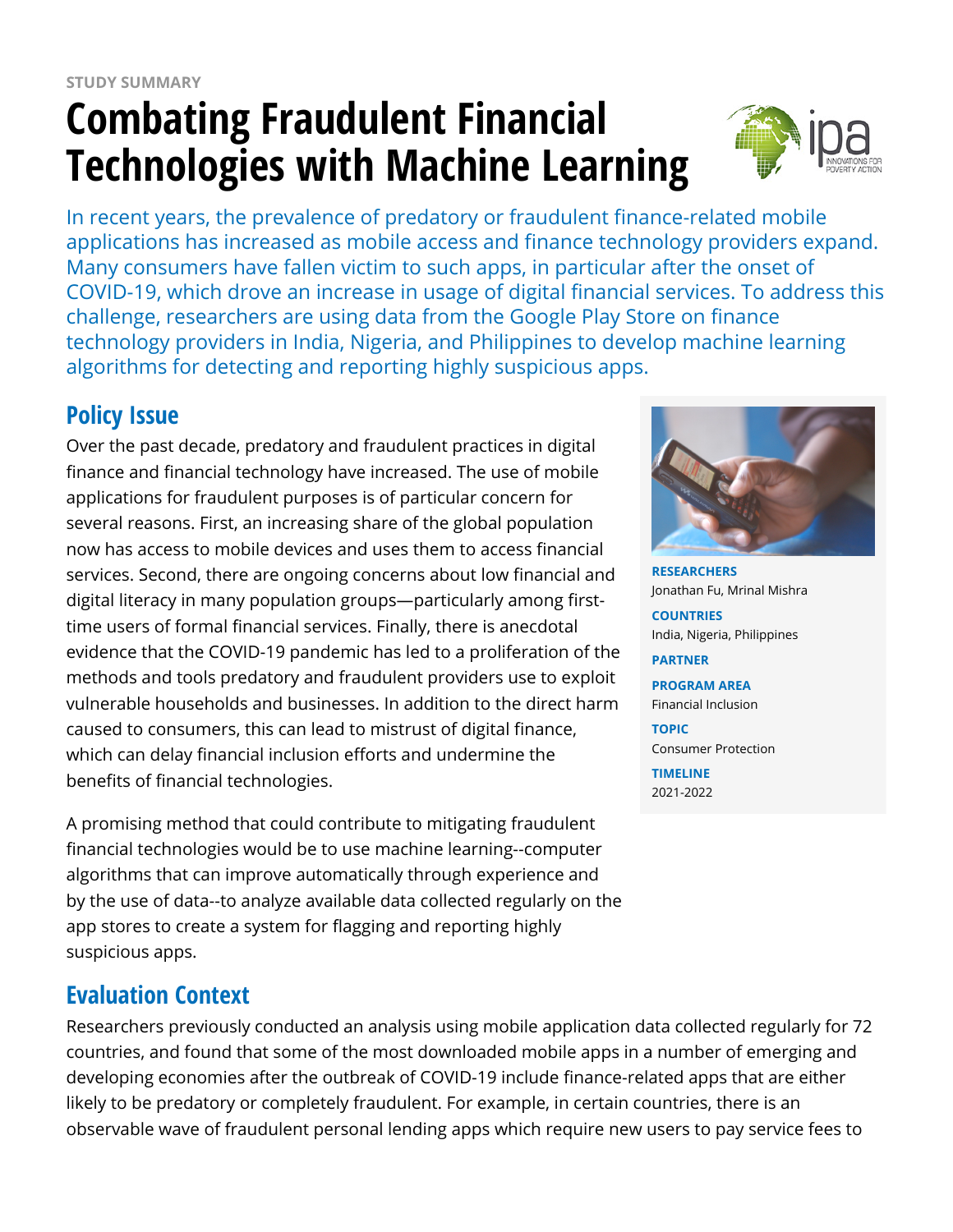STUDY SUMMARY

# Combating Fraudulent Financial Technologies with Machine Learning

In recent years, the prevalence of predatory or fraudulent finance-related mobile applications has increased as mobile access and finance technology providers expand. Many consumers have fallen victim to such apps, in particular after the onset of COVID-19, which drove an increase in usage of digital financial services. To address this challenge, researchers are using data from the Google Play Store on finance technology providers in India, Nigeria, and Philippines to develop machine learning algorithms for detecting and reporting highly suspicious apps.

**RESEARCHERS**
Jonathan Fu, Mrinal Mishra

**COUNTRIES**
India, Nigeria, Philippines

**PARTNER**

**PROGRAM AREA**
Financial Inclusion

**TOPIC**
Consumer Protection

**TIMELINE**
2021-2022

## Policy Issue

Over the past decade, predatory and fraudulent practices in digital finance and financial technology have increased. The use of mobile applications for fraudulent purposes is of particular concern for several reasons. First, an increasing share of the global population now has access to mobile devices and uses them to access financial services. Second, there are ongoing concerns about low financial and digital literacy in many population groups—particularly among first-time users of formal financial services. Finally, there is anecdotal evidence that the COVID-19 pandemic has led to a proliferation of the methods and tools predatory and fraudulent providers use to exploit vulnerable households and businesses. In addition to the direct harm caused to consumers, this can lead to mistrust of digital finance, which can delay financial inclusion efforts and undermine the benefits of financial technologies.

A promising method that could contribute to mitigating fraudulent financial technologies would be to use machine learning--computer algorithms that can improve automatically through experience and by the use of data--to analyze available data collected regularly on the app stores to create a system for flagging and reporting highly suspicious apps.

## Evaluation Context

Researchers previously conducted an analysis using mobile application data collected regularly for 72 countries, and found that some of the most downloaded mobile apps in a number of emerging and developing economies after the outbreak of COVID-19 include finance-related apps that are either likely to be predatory or completely fraudulent. For example, in certain countries, there is an observable wave of fraudulent personal lending apps which require new users to pay service fees to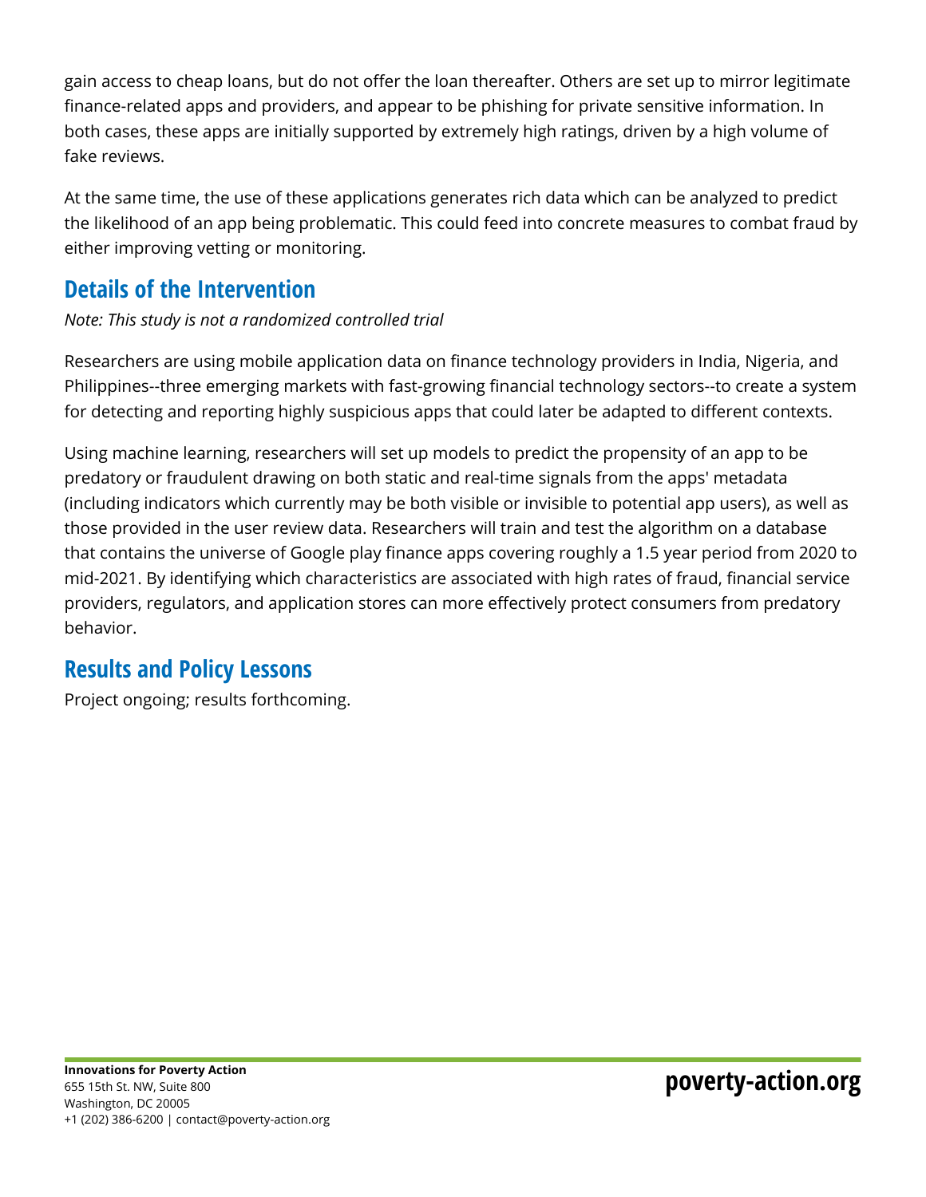gain access to cheap loans, but do not offer the loan thereafter. Others are set up to mirror legitimate finance-related apps and providers, and appear to be phishing for private sensitive information. In both cases, these apps are initially supported by extremely high ratings, driven by a high volume of fake reviews.

At the same time, the use of these applications generates rich data which can be analyzed to predict the likelihood of an app being problematic. This could feed into concrete measures to combat fraud by either improving vetting or monitoring.

## Details of the Intervention

*Note: This study is not a randomized controlled trial*

Researchers are using mobile application data on finance technology providers in India, Nigeria, and Philippines--three emerging markets with fast-growing financial technology sectors--to create a system for detecting and reporting highly suspicious apps that could later be adapted to different contexts.

Using machine learning, researchers will set up models to predict the propensity of an app to be predatory or fraudulent drawing on both static and real-time signals from the apps' metadata (including indicators which currently may be both visible or invisible to potential app users), as well as those provided in the user review data. Researchers will train and test the algorithm on a database that contains the universe of Google play finance apps covering roughly a 1.5 year period from 2020 to mid-2021. By identifying which characteristics are associated with high rates of fraud, financial service providers, regulators, and application stores can more effectively protect consumers from predatory behavior.

## Results and Policy Lessons

Project ongoing; results forthcoming.

**Innovations for Poverty Action**
655 15th St. NW, Suite 800
Washington, DC 20005
+1 (202) 386-6200 | contact@poverty-action.org

**poverty-action.org**